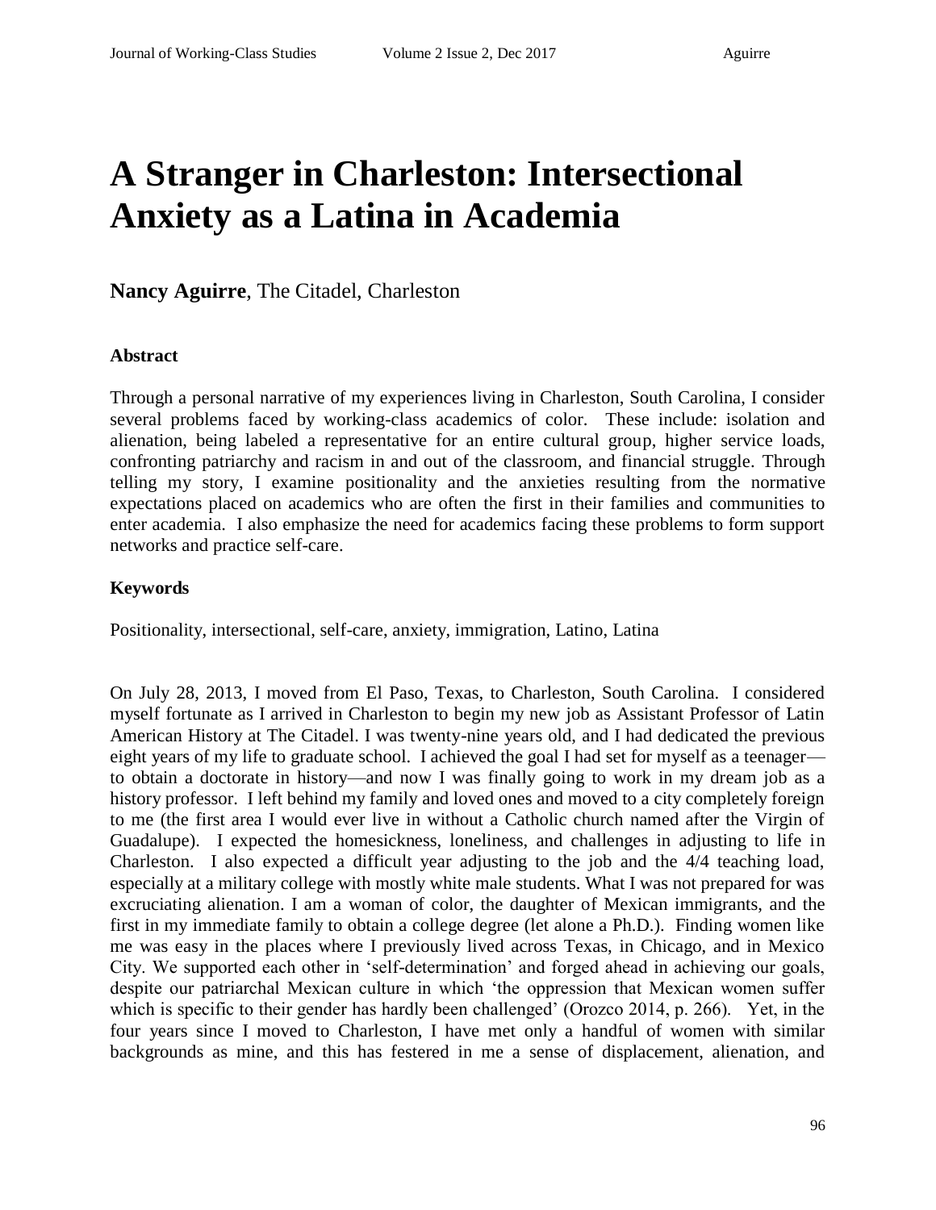# A Stranger in Charleston: Intersectional Anxiety as a Latina in Academia

**Nancy Aguirre**, The Citadel, Charleston

### Abstract

Through a personal narrative of my experiences living in Charleston, South Carolina, I consider several problems faced by working-class academics of color. These include: isolation and alienation, being labeled a representative for an entire cultural group, higher service loads, confronting patriarchy and racism in and out of the classroom, and financial struggle. Through telling my story, I examine positionality and the anxieties resulting from the normative expectations placed on academics who are often the first in their families and communities to enter academia. I also emphasize the need for academics facing these problems to form support networks and practice self-care.

### Keywords

Positionality, intersectional, self-care, anxiety, immigration, Latino, Latina

On July 28, 2013, I moved from El Paso, Texas, to Charleston, South Carolina. I considered myself fortunate as I arrived in Charleston to begin my new job as Assistant Professor of Latin American History at The Citadel. I was twenty-nine years old, and I had dedicated the previous eight years of my life to graduate school. I achieved the goal I had set for myself as a teenager—to obtain a doctorate in history—and now I was finally going to work in my dream job as a history professor. I left behind my family and loved ones and moved to a city completely foreign to me (the first area I would ever live in without a Catholic church named after the Virgin of Guadalupe). I expected the homesickness, loneliness, and challenges in adjusting to life in Charleston. I also expected a difficult year adjusting to the job and the 4/4 teaching load, especially at a military college with mostly white male students. What I was not prepared for was excruciating alienation. I am a woman of color, the daughter of Mexican immigrants, and the first in my immediate family to obtain a college degree (let alone a Ph.D.). Finding women like me was easy in the places where I previously lived across Texas, in Chicago, and in Mexico City. We supported each other in 'self-determination' and forged ahead in achieving our goals, despite our patriarchal Mexican culture in which 'the oppression that Mexican women suffer which is specific to their gender has hardly been challenged' (Orozco 2014, p. 266). Yet, in the four years since I moved to Charleston, I have met only a handful of women with similar backgrounds as mine, and this has festered in me a sense of displacement, alienation, and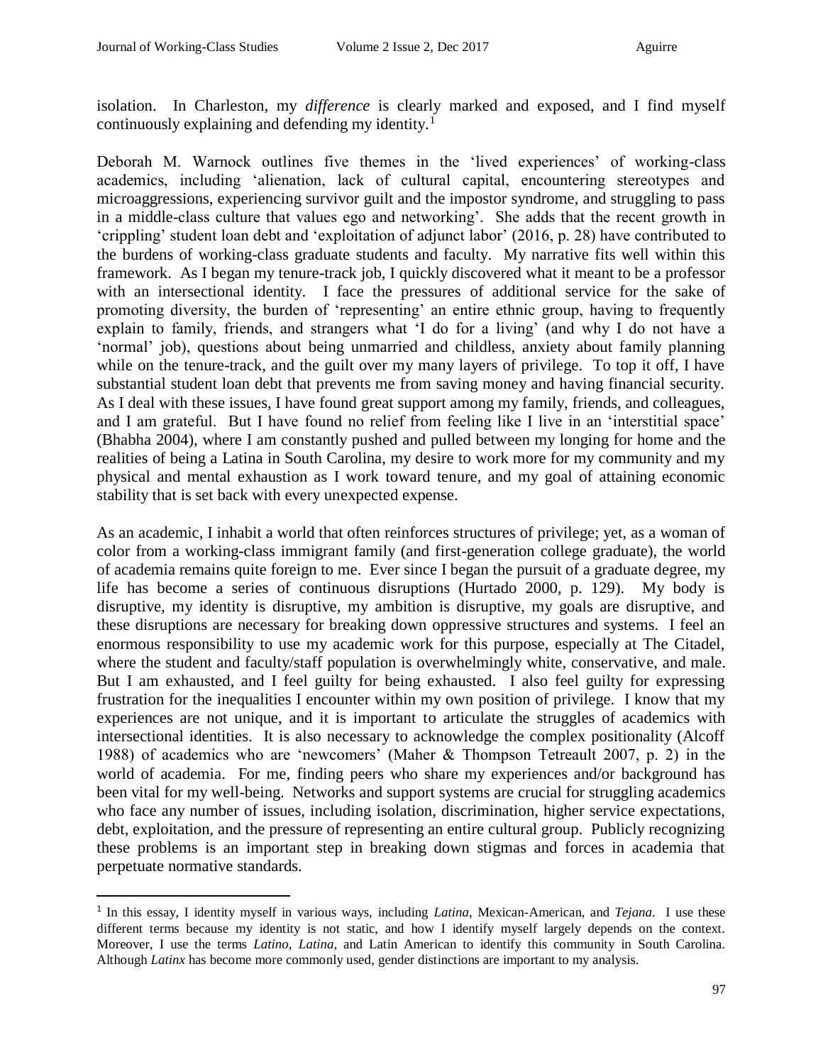isolation. In Charleston, my *difference* is clearly marked and exposed, and I find myself continuously explaining and defending my identity.[1]

Deborah M. Warnock outlines five themes in the 'lived experiences' of working-class academics, including 'alienation, lack of cultural capital, encountering stereotypes and microaggressions, experiencing survivor guilt and the impostor syndrome, and struggling to pass in a middle-class culture that values ego and networking'. She adds that the recent growth in 'crippling' student loan debt and 'exploitation of adjunct labor' (2016, p. 28) have contributed to the burdens of working-class graduate students and faculty. My narrative fits well within this framework. As I began my tenure-track job, I quickly discovered what it meant to be a professor with an intersectional identity. I face the pressures of additional service for the sake of promoting diversity, the burden of 'representing' an entire ethnic group, having to frequently explain to family, friends, and strangers what 'I do for a living' (and why I do not have a 'normal' job), questions about being unmarried and childless, anxiety about family planning while on the tenure-track, and the guilt over my many layers of privilege. To top it off, I have substantial student loan debt that prevents me from saving money and having financial security. As I deal with these issues, I have found great support among my family, friends, and colleagues, and I am grateful. But I have found no relief from feeling like I live in an 'interstitial space' (Bhabha 2004), where I am constantly pushed and pulled between my longing for home and the realities of being a Latina in South Carolina, my desire to work more for my community and my physical and mental exhaustion as I work toward tenure, and my goal of attaining economic stability that is set back with every unexpected expense.

As an academic, I inhabit a world that often reinforces structures of privilege; yet, as a woman of color from a working-class immigrant family (and first-generation college graduate), the world of academia remains quite foreign to me. Ever since I began the pursuit of a graduate degree, my life has become a series of continuous disruptions (Hurtado 2000, p. 129). My body is disruptive, my identity is disruptive, my ambition is disruptive, my goals are disruptive, and these disruptions are necessary for breaking down oppressive structures and systems. I feel an enormous responsibility to use my academic work for this purpose, especially at The Citadel, where the student and faculty/staff population is overwhelmingly white, conservative, and male. But I am exhausted, and I feel guilty for being exhausted. I also feel guilty for expressing frustration for the inequalities I encounter within my own position of privilege. I know that my experiences are not unique, and it is important to articulate the struggles of academics with intersectional identities. It is also necessary to acknowledge the complex positionality (Alcoff 1988) of academics who are 'newcomers' (Maher & Thompson Tetreault 2007, p. 2) in the world of academia. For me, finding peers who share my experiences and/or background has been vital for my well-being. Networks and support systems are crucial for struggling academics who face any number of issues, including isolation, discrimination, higher service expectations, debt, exploitation, and the pressure of representing an entire cultural group. Publicly recognizing these problems is an important step in breaking down stigmas and forces in academia that perpetuate normative standards.

---

[1] In this essay, I identity myself in various ways, including *Latina*, Mexican-American, and *Tejana*. I use these different terms because my identity is not static, and how I identify myself largely depends on the context. Moreover, I use the terms *Latino*, *Latina*, and Latin American to identify this community in South Carolina. Although *Latinx* has become more commonly used, gender distinctions are important to my analysis.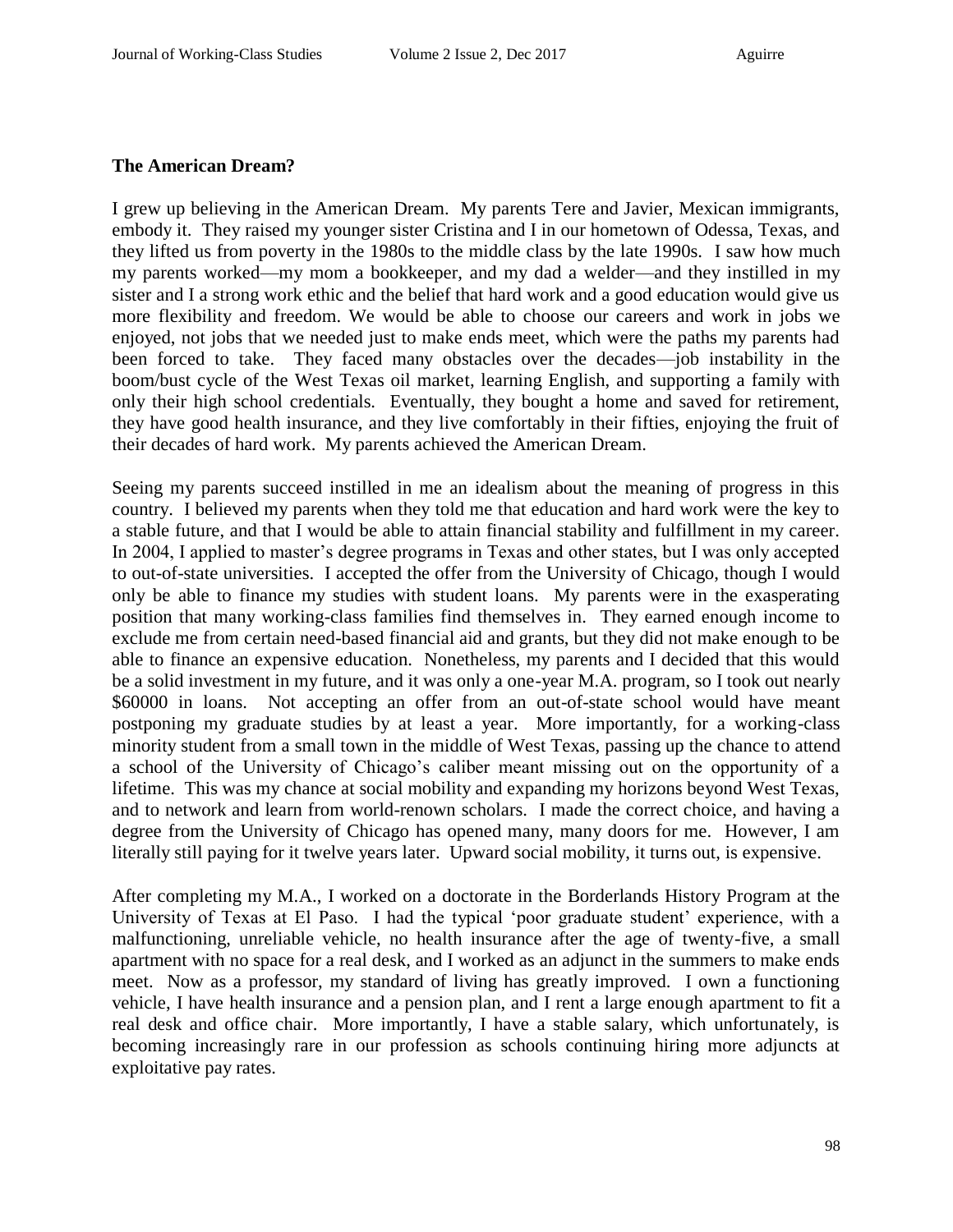**The American Dream?**

I grew up believing in the American Dream. My parents Tere and Javier, Mexican immigrants, embody it. They raised my younger sister Cristina and I in our hometown of Odessa, Texas, and they lifted us from poverty in the 1980s to the middle class by the late 1990s. I saw how much my parents worked—my mom a bookkeeper, and my dad a welder—and they instilled in my sister and I a strong work ethic and the belief that hard work and a good education would give us more flexibility and freedom. We would be able to choose our careers and work in jobs we enjoyed, not jobs that we needed just to make ends meet, which were the paths my parents had been forced to take. They faced many obstacles over the decades—job instability in the boom/bust cycle of the West Texas oil market, learning English, and supporting a family with only their high school credentials. Eventually, they bought a home and saved for retirement, they have good health insurance, and they live comfortably in their fifties, enjoying the fruit of their decades of hard work. My parents achieved the American Dream.

Seeing my parents succeed instilled in me an idealism about the meaning of progress in this country. I believed my parents when they told me that education and hard work were the key to a stable future, and that I would be able to attain financial stability and fulfillment in my career. In 2004, I applied to master's degree programs in Texas and other states, but I was only accepted to out-of-state universities. I accepted the offer from the University of Chicago, though I would only be able to finance my studies with student loans. My parents were in the exasperating position that many working-class families find themselves in. They earned enough income to exclude me from certain need-based financial aid and grants, but they did not make enough to be able to finance an expensive education. Nonetheless, my parents and I decided that this would be a solid investment in my future, and it was only a one-year M.A. program, so I took out nearly $60000 in loans. Not accepting an offer from an out-of-state school would have meant postponing my graduate studies by at least a year. More importantly, for a working-class minority student from a small town in the middle of West Texas, passing up the chance to attend a school of the University of Chicago's caliber meant missing out on the opportunity of a lifetime. This was my chance at social mobility and expanding my horizons beyond West Texas, and to network and learn from world-renown scholars. I made the correct choice, and having a degree from the University of Chicago has opened many, many doors for me. However, I am literally still paying for it twelve years later. Upward social mobility, it turns out, is expensive.

After completing my M.A., I worked on a doctorate in the Borderlands History Program at the University of Texas at El Paso. I had the typical 'poor graduate student' experience, with a malfunctioning, unreliable vehicle, no health insurance after the age of twenty-five, a small apartment with no space for a real desk, and I worked as an adjunct in the summers to make ends meet. Now as a professor, my standard of living has greatly improved. I own a functioning vehicle, I have health insurance and a pension plan, and I rent a large enough apartment to fit a real desk and office chair. More importantly, I have a stable salary, which unfortunately, is becoming increasingly rare in our profession as schools continuing hiring more adjuncts at exploitative pay rates.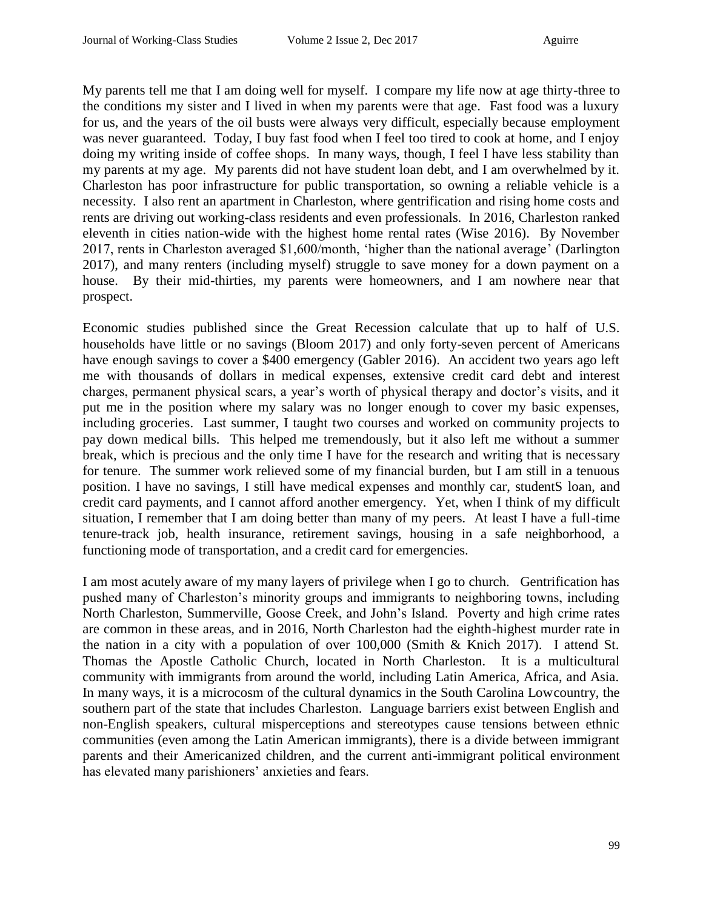My parents tell me that I am doing well for myself. I compare my life now at age thirty-three to the conditions my sister and I lived in when my parents were that age. Fast food was a luxury for us, and the years of the oil busts were always very difficult, especially because employment was never guaranteed. Today, I buy fast food when I feel too tired to cook at home, and I enjoy doing my writing inside of coffee shops. In many ways, though, I feel I have less stability than my parents at my age. My parents did not have student loan debt, and I am overwhelmed by it. Charleston has poor infrastructure for public transportation, so owning a reliable vehicle is a necessity. I also rent an apartment in Charleston, where gentrification and rising home costs and rents are driving out working-class residents and even professionals. In 2016, Charleston ranked eleventh in cities nation-wide with the highest home rental rates (Wise 2016). By November 2017, rents in Charleston averaged $1,600/month, 'higher than the national average' (Darlington 2017), and many renters (including myself) struggle to save money for a down payment on a house. By their mid-thirties, my parents were homeowners, and I am nowhere near that prospect.

Economic studies published since the Great Recession calculate that up to half of U.S. households have little or no savings (Bloom 2017) and only forty-seven percent of Americans have enough savings to cover a $400 emergency (Gabler 2016). An accident two years ago left me with thousands of dollars in medical expenses, extensive credit card debt and interest charges, permanent physical scars, a year's worth of physical therapy and doctor's visits, and it put me in the position where my salary was no longer enough to cover my basic expenses, including groceries. Last summer, I taught two courses and worked on community projects to pay down medical bills. This helped me tremendously, but it also left me without a summer break, which is precious and the only time I have for the research and writing that is necessary for tenure. The summer work relieved some of my financial burden, but I am still in a tenuous position. I have no savings, I still have medical expenses and monthly car, studentS loan, and credit card payments, and I cannot afford another emergency. Yet, when I think of my difficult situation, I remember that I am doing better than many of my peers. At least I have a full-time tenure-track job, health insurance, retirement savings, housing in a safe neighborhood, a functioning mode of transportation, and a credit card for emergencies.

I am most acutely aware of my many layers of privilege when I go to church. Gentrification has pushed many of Charleston's minority groups and immigrants to neighboring towns, including North Charleston, Summerville, Goose Creek, and John's Island. Poverty and high crime rates are common in these areas, and in 2016, North Charleston had the eighth-highest murder rate in the nation in a city with a population of over 100,000 (Smith & Knich 2017). I attend St. Thomas the Apostle Catholic Church, located in North Charleston. It is a multicultural community with immigrants from around the world, including Latin America, Africa, and Asia. In many ways, it is a microcosm of the cultural dynamics in the South Carolina Lowcountry, the southern part of the state that includes Charleston. Language barriers exist between English and non-English speakers, cultural misperceptions and stereotypes cause tensions between ethnic communities (even among the Latin American immigrants), there is a divide between immigrant parents and their Americanized children, and the current anti-immigrant political environment has elevated many parishioners' anxieties and fears.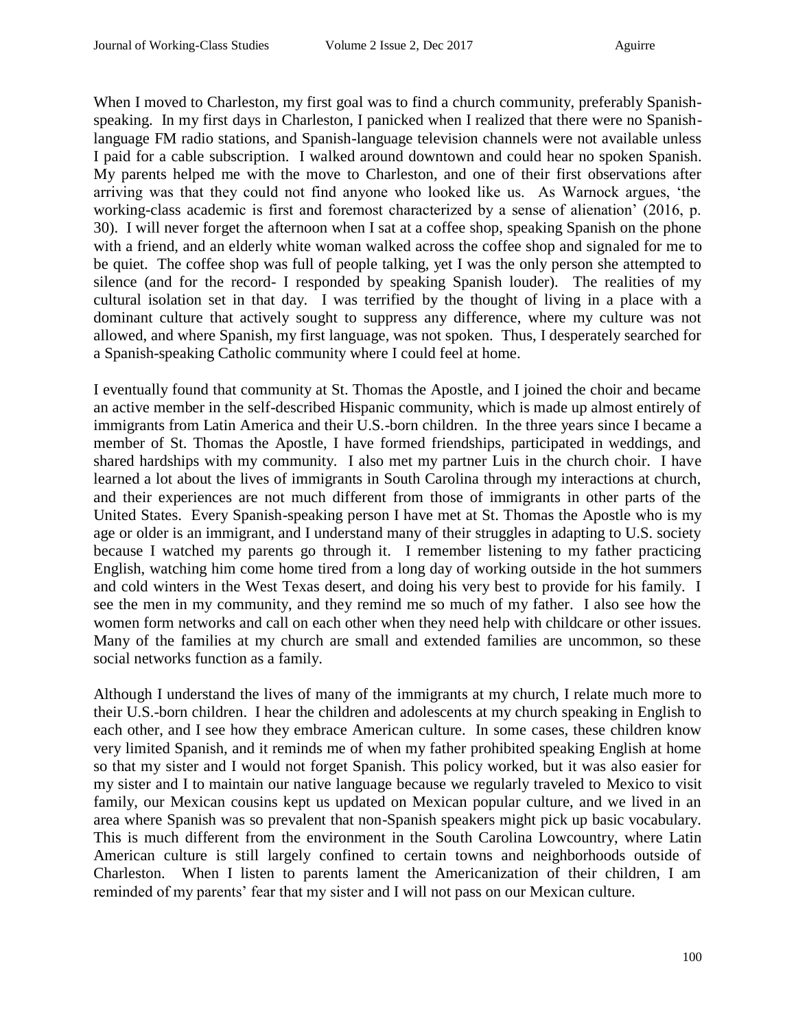When I moved to Charleston, my first goal was to find a church community, preferably Spanish-speaking. In my first days in Charleston, I panicked when I realized that there were no Spanish-language FM radio stations, and Spanish-language television channels were not available unless I paid for a cable subscription. I walked around downtown and could hear no spoken Spanish. My parents helped me with the move to Charleston, and one of their first observations after arriving was that they could not find anyone who looked like us. As Warnock argues, 'the working-class academic is first and foremost characterized by a sense of alienation' (2016, p. 30). I will never forget the afternoon when I sat at a coffee shop, speaking Spanish on the phone with a friend, and an elderly white woman walked across the coffee shop and signaled for me to be quiet. The coffee shop was full of people talking, yet I was the only person she attempted to silence (and for the record- I responded by speaking Spanish louder). The realities of my cultural isolation set in that day. I was terrified by the thought of living in a place with a dominant culture that actively sought to suppress any difference, where my culture was not allowed, and where Spanish, my first language, was not spoken. Thus, I desperately searched for a Spanish-speaking Catholic community where I could feel at home.

I eventually found that community at St. Thomas the Apostle, and I joined the choir and became an active member in the self-described Hispanic community, which is made up almost entirely of immigrants from Latin America and their U.S.-born children. In the three years since I became a member of St. Thomas the Apostle, I have formed friendships, participated in weddings, and shared hardships with my community. I also met my partner Luis in the church choir. I have learned a lot about the lives of immigrants in South Carolina through my interactions at church, and their experiences are not much different from those of immigrants in other parts of the United States. Every Spanish-speaking person I have met at St. Thomas the Apostle who is my age or older is an immigrant, and I understand many of their struggles in adapting to U.S. society because I watched my parents go through it. I remember listening to my father practicing English, watching him come home tired from a long day of working outside in the hot summers and cold winters in the West Texas desert, and doing his very best to provide for his family. I see the men in my community, and they remind me so much of my father. I also see how the women form networks and call on each other when they need help with childcare or other issues. Many of the families at my church are small and extended families are uncommon, so these social networks function as a family.

Although I understand the lives of many of the immigrants at my church, I relate much more to their U.S.-born children. I hear the children and adolescents at my church speaking in English to each other, and I see how they embrace American culture. In some cases, these children know very limited Spanish, and it reminds me of when my father prohibited speaking English at home so that my sister and I would not forget Spanish. This policy worked, but it was also easier for my sister and I to maintain our native language because we regularly traveled to Mexico to visit family, our Mexican cousins kept us updated on Mexican popular culture, and we lived in an area where Spanish was so prevalent that non-Spanish speakers might pick up basic vocabulary. This is much different from the environment in the South Carolina Lowcountry, where Latin American culture is still largely confined to certain towns and neighborhoods outside of Charleston. When I listen to parents lament the Americanization of their children, I am reminded of my parents' fear that my sister and I will not pass on our Mexican culture.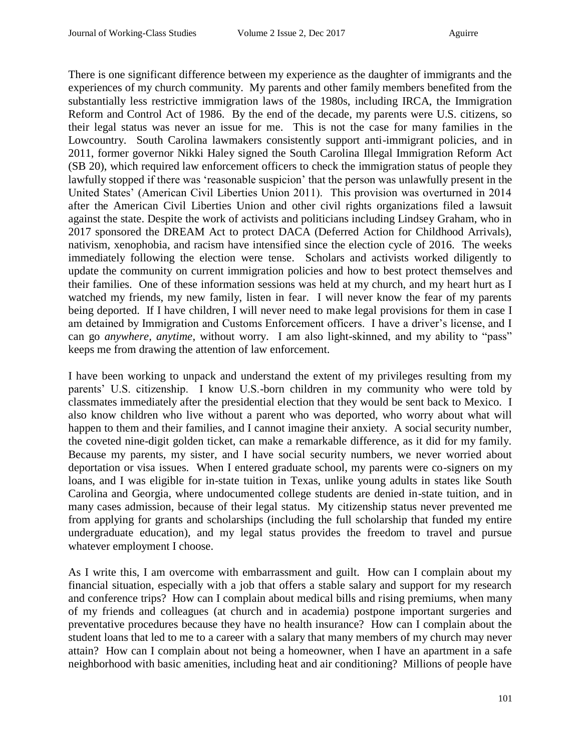There is one significant difference between my experience as the daughter of immigrants and the experiences of my church community. My parents and other family members benefited from the substantially less restrictive immigration laws of the 1980s, including IRCA, the Immigration Reform and Control Act of 1986. By the end of the decade, my parents were U.S. citizens, so their legal status was never an issue for me. This is not the case for many families in the Lowcountry. South Carolina lawmakers consistently support anti-immigrant policies, and in 2011, former governor Nikki Haley signed the South Carolina Illegal Immigration Reform Act (SB 20), which required law enforcement officers to check the immigration status of people they lawfully stopped if there was 'reasonable suspicion' that the person was unlawfully present in the United States' (American Civil Liberties Union 2011). This provision was overturned in 2014 after the American Civil Liberties Union and other civil rights organizations filed a lawsuit against the state. Despite the work of activists and politicians including Lindsey Graham, who in 2017 sponsored the DREAM Act to protect DACA (Deferred Action for Childhood Arrivals), nativism, xenophobia, and racism have intensified since the election cycle of 2016. The weeks immediately following the election were tense. Scholars and activists worked diligently to update the community on current immigration policies and how to best protect themselves and their families. One of these information sessions was held at my church, and my heart hurt as I watched my friends, my new family, listen in fear. I will never know the fear of my parents being deported. If I have children, I will never need to make legal provisions for them in case I am detained by Immigration and Customs Enforcement officers. I have a driver's license, and I can go *anywhere, anytime*, without worry. I am also light-skinned, and my ability to "pass" keeps me from drawing the attention of law enforcement.

I have been working to unpack and understand the extent of my privileges resulting from my parents' U.S. citizenship. I know U.S.-born children in my community who were told by classmates immediately after the presidential election that they would be sent back to Mexico. I also know children who live without a parent who was deported, who worry about what will happen to them and their families, and I cannot imagine their anxiety. A social security number, the coveted nine-digit golden ticket, can make a remarkable difference, as it did for my family. Because my parents, my sister, and I have social security numbers, we never worried about deportation or visa issues. When I entered graduate school, my parents were co-signers on my loans, and I was eligible for in-state tuition in Texas, unlike young adults in states like South Carolina and Georgia, where undocumented college students are denied in-state tuition, and in many cases admission, because of their legal status. My citizenship status never prevented me from applying for grants and scholarships (including the full scholarship that funded my entire undergraduate education), and my legal status provides the freedom to travel and pursue whatever employment I choose.

As I write this, I am overcome with embarrassment and guilt. How can I complain about my financial situation, especially with a job that offers a stable salary and support for my research and conference trips? How can I complain about medical bills and rising premiums, when many of my friends and colleagues (at church and in academia) postpone important surgeries and preventative procedures because they have no health insurance? How can I complain about the student loans that led to me to a career with a salary that many members of my church may never attain? How can I complain about not being a homeowner, when I have an apartment in a safe neighborhood with basic amenities, including heat and air conditioning? Millions of people have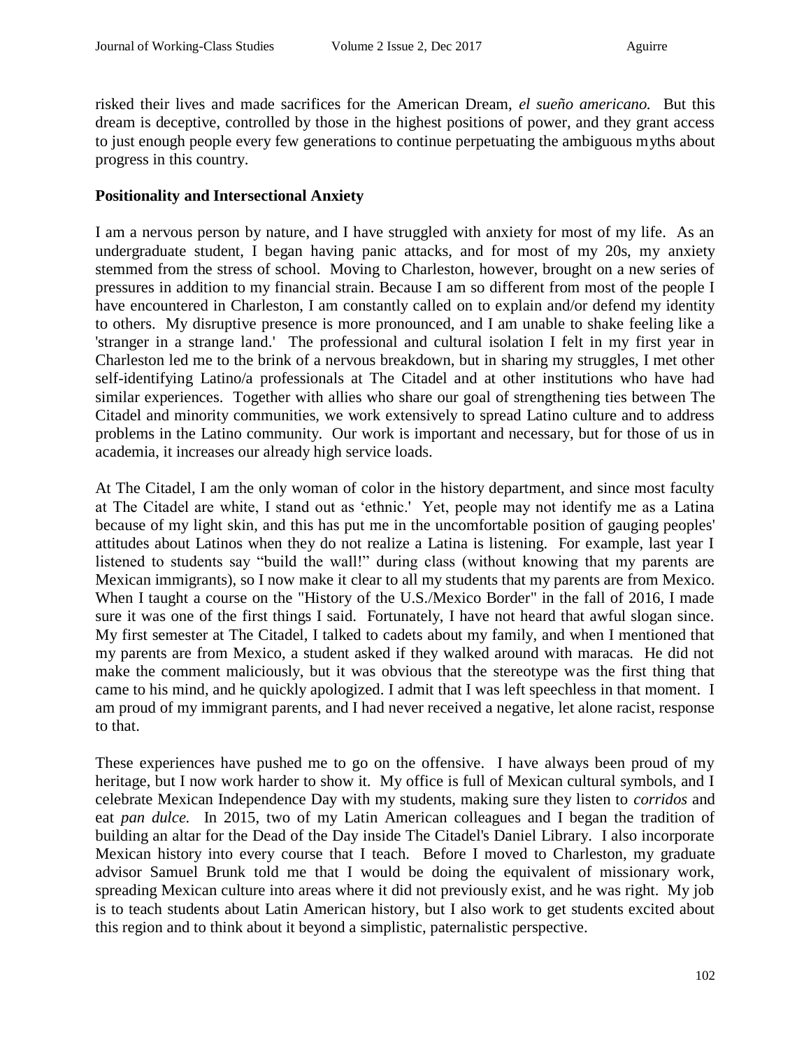risked their lives and made sacrifices for the American Dream, *el sueño americano.* But this dream is deceptive, controlled by those in the highest positions of power, and they grant access to just enough people every few generations to continue perpetuating the ambiguous myths about progress in this country.

**Positionality and Intersectional Anxiety**

I am a nervous person by nature, and I have struggled with anxiety for most of my life. As an undergraduate student, I began having panic attacks, and for most of my 20s, my anxiety stemmed from the stress of school. Moving to Charleston, however, brought on a new series of pressures in addition to my financial strain. Because I am so different from most of the people I have encountered in Charleston, I am constantly called on to explain and/or defend my identity to others. My disruptive presence is more pronounced, and I am unable to shake feeling like a 'stranger in a strange land.' The professional and cultural isolation I felt in my first year in Charleston led me to the brink of a nervous breakdown, but in sharing my struggles, I met other self-identifying Latino/a professionals at The Citadel and at other institutions who have had similar experiences. Together with allies who share our goal of strengthening ties between The Citadel and minority communities, we work extensively to spread Latino culture and to address problems in the Latino community. Our work is important and necessary, but for those of us in academia, it increases our already high service loads.

At The Citadel, I am the only woman of color in the history department, and since most faculty at The Citadel are white, I stand out as 'ethnic.' Yet, people may not identify me as a Latina because of my light skin, and this has put me in the uncomfortable position of gauging peoples' attitudes about Latinos when they do not realize a Latina is listening. For example, last year I listened to students say "build the wall!" during class (without knowing that my parents are Mexican immigrants), so I now make it clear to all my students that my parents are from Mexico. When I taught a course on the "History of the U.S./Mexico Border" in the fall of 2016, I made sure it was one of the first things I said. Fortunately, I have not heard that awful slogan since. My first semester at The Citadel, I talked to cadets about my family, and when I mentioned that my parents are from Mexico, a student asked if they walked around with maracas. He did not make the comment maliciously, but it was obvious that the stereotype was the first thing that came to his mind, and he quickly apologized. I admit that I was left speechless in that moment. I am proud of my immigrant parents, and I had never received a negative, let alone racist, response to that.

These experiences have pushed me to go on the offensive. I have always been proud of my heritage, but I now work harder to show it. My office is full of Mexican cultural symbols, and I celebrate Mexican Independence Day with my students, making sure they listen to *corridos* and eat *pan dulce.* In 2015, two of my Latin American colleagues and I began the tradition of building an altar for the Dead of the Day inside The Citadel's Daniel Library. I also incorporate Mexican history into every course that I teach. Before I moved to Charleston, my graduate advisor Samuel Brunk told me that I would be doing the equivalent of missionary work, spreading Mexican culture into areas where it did not previously exist, and he was right. My job is to teach students about Latin American history, but I also work to get students excited about this region and to think about it beyond a simplistic, paternalistic perspective.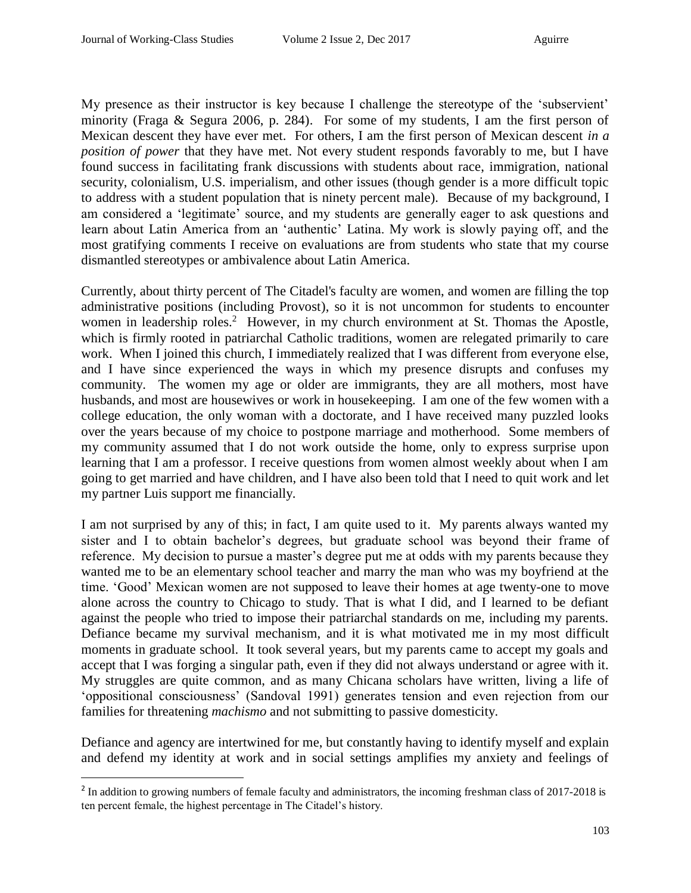My presence as their instructor is key because I challenge the stereotype of the 'subservient' minority (Fraga & Segura 2006, p. 284). For some of my students, I am the first person of Mexican descent they have ever met. For others, I am the first person of Mexican descent *in a position of power* that they have met. Not every student responds favorably to me, but I have found success in facilitating frank discussions with students about race, immigration, national security, colonialism, U.S. imperialism, and other issues (though gender is a more difficult topic to address with a student population that is ninety percent male). Because of my background, I am considered a 'legitimate' source, and my students are generally eager to ask questions and learn about Latin America from an 'authentic' Latina. My work is slowly paying off, and the most gratifying comments I receive on evaluations are from students who state that my course dismantled stereotypes or ambivalence about Latin America.

Currently, about thirty percent of The Citadel's faculty are women, and women are filling the top administrative positions (including Provost), so it is not uncommon for students to encounter women in leadership roles.[2] However, in my church environment at St. Thomas the Apostle, which is firmly rooted in patriarchal Catholic traditions, women are relegated primarily to care work. When I joined this church, I immediately realized that I was different from everyone else, and I have since experienced the ways in which my presence disrupts and confuses my community. The women my age or older are immigrants, they are all mothers, most have husbands, and most are housewives or work in housekeeping. I am one of the few women with a college education, the only woman with a doctorate, and I have received many puzzled looks over the years because of my choice to postpone marriage and motherhood. Some members of my community assumed that I do not work outside the home, only to express surprise upon learning that I am a professor. I receive questions from women almost weekly about when I am going to get married and have children, and I have also been told that I need to quit work and let my partner Luis support me financially.

I am not surprised by any of this; in fact, I am quite used to it. My parents always wanted my sister and I to obtain bachelor's degrees, but graduate school was beyond their frame of reference. My decision to pursue a master's degree put me at odds with my parents because they wanted me to be an elementary school teacher and marry the man who was my boyfriend at the time. 'Good' Mexican women are not supposed to leave their homes at age twenty-one to move alone across the country to Chicago to study. That is what I did, and I learned to be defiant against the people who tried to impose their patriarchal standards on me, including my parents. Defiance became my survival mechanism, and it is what motivated me in my most difficult moments in graduate school. It took several years, but my parents came to accept my goals and accept that I was forging a singular path, even if they did not always understand or agree with it. My struggles are quite common, and as many Chicana scholars have written, living a life of 'oppositional consciousness' (Sandoval 1991) generates tension and even rejection from our families for threatening *machismo* and not submitting to passive domesticity.

Defiance and agency are intertwined for me, but constantly having to identify myself and explain and defend my identity at work and in social settings amplifies my anxiety and feelings of

[2] In addition to growing numbers of female faculty and administrators, the incoming freshman class of 2017-2018 is ten percent female, the highest percentage in The Citadel's history.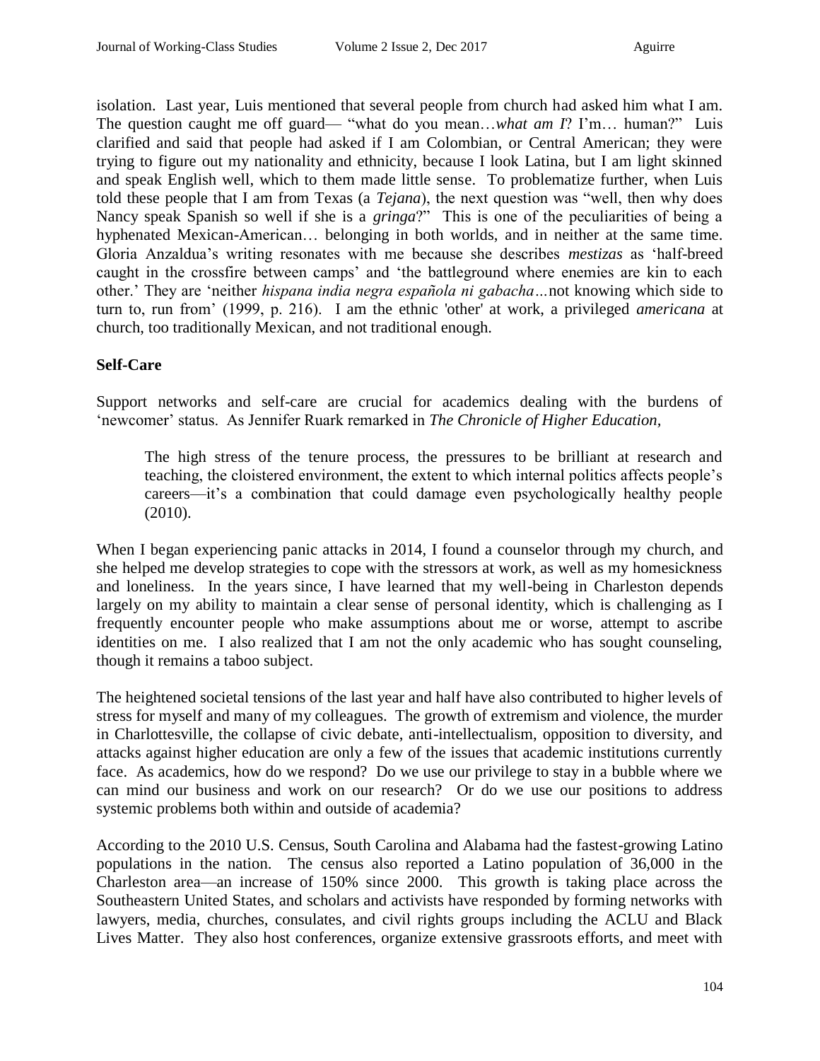isolation. Last year, Luis mentioned that several people from church had asked him what I am. The question caught me off guard— "what do you mean…*what am I*? I'm… human?" Luis clarified and said that people had asked if I am Colombian, or Central American; they were trying to figure out my nationality and ethnicity, because I look Latina, but I am light skinned and speak English well, which to them made little sense. To problematize further, when Luis told these people that I am from Texas (a *Tejana*), the next question was "well, then why does Nancy speak Spanish so well if she is a *gringa*?" This is one of the peculiarities of being a hyphenated Mexican-American… belonging in both worlds, and in neither at the same time. Gloria Anzaldua's writing resonates with me because she describes *mestizas* as 'half-breed caught in the crossfire between camps' and 'the battleground where enemies are kin to each other.' They are 'neither *hispana india negra española ni gabacha…*not knowing which side to turn to, run from' (1999, p. 216). I am the ethnic 'other' at work, a privileged *americana* at church, too traditionally Mexican, and not traditional enough.

**Self-Care**

Support networks and self-care are crucial for academics dealing with the burdens of 'newcomer' status. As Jennifer Ruark remarked in *The Chronicle of Higher Education,*

> The high stress of the tenure process, the pressures to be brilliant at research and teaching, the cloistered environment, the extent to which internal politics affects people's careers—it's a combination that could damage even psychologically healthy people (2010).

When I began experiencing panic attacks in 2014, I found a counselor through my church, and she helped me develop strategies to cope with the stressors at work, as well as my homesickness and loneliness. In the years since, I have learned that my well-being in Charleston depends largely on my ability to maintain a clear sense of personal identity, which is challenging as I frequently encounter people who make assumptions about me or worse, attempt to ascribe identities on me. I also realized that I am not the only academic who has sought counseling, though it remains a taboo subject.

The heightened societal tensions of the last year and half have also contributed to higher levels of stress for myself and many of my colleagues. The growth of extremism and violence, the murder in Charlottesville, the collapse of civic debate, anti-intellectualism, opposition to diversity, and attacks against higher education are only a few of the issues that academic institutions currently face. As academics, how do we respond? Do we use our privilege to stay in a bubble where we can mind our business and work on our research? Or do we use our positions to address systemic problems both within and outside of academia?

According to the 2010 U.S. Census, South Carolina and Alabama had the fastest-growing Latino populations in the nation. The census also reported a Latino population of 36,000 in the Charleston area—an increase of 150% since 2000. This growth is taking place across the Southeastern United States, and scholars and activists have responded by forming networks with lawyers, media, churches, consulates, and civil rights groups including the ACLU and Black Lives Matter. They also host conferences, organize extensive grassroots efforts, and meet with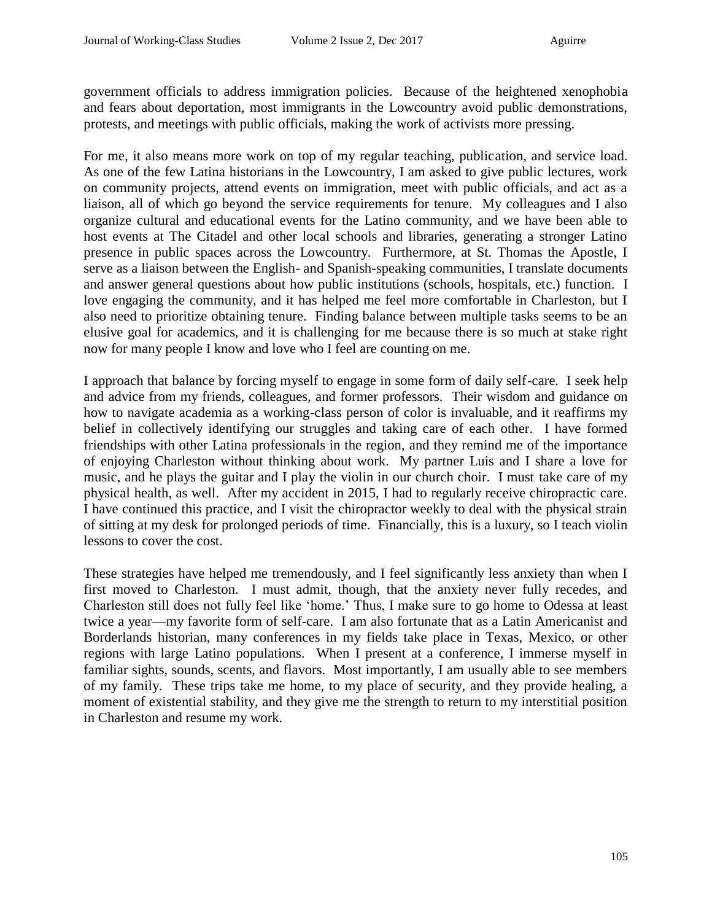government officials to address immigration policies. Because of the heightened xenophobia and fears about deportation, most immigrants in the Lowcountry avoid public demonstrations, protests, and meetings with public officials, making the work of activists more pressing.

For me, it also means more work on top of my regular teaching, publication, and service load. As one of the few Latina historians in the Lowcountry, I am asked to give public lectures, work on community projects, attend events on immigration, meet with public officials, and act as a liaison, all of which go beyond the service requirements for tenure. My colleagues and I also organize cultural and educational events for the Latino community, and we have been able to host events at The Citadel and other local schools and libraries, generating a stronger Latino presence in public spaces across the Lowcountry. Furthermore, at St. Thomas the Apostle, I serve as a liaison between the English- and Spanish-speaking communities, I translate documents and answer general questions about how public institutions (schools, hospitals, etc.) function. I love engaging the community, and it has helped me feel more comfortable in Charleston, but I also need to prioritize obtaining tenure. Finding balance between multiple tasks seems to be an elusive goal for academics, and it is challenging for me because there is so much at stake right now for many people I know and love who I feel are counting on me.

I approach that balance by forcing myself to engage in some form of daily self-care. I seek help and advice from my friends, colleagues, and former professors. Their wisdom and guidance on how to navigate academia as a working-class person of color is invaluable, and it reaffirms my belief in collectively identifying our struggles and taking care of each other. I have formed friendships with other Latina professionals in the region, and they remind me of the importance of enjoying Charleston without thinking about work. My partner Luis and I share a love for music, and he plays the guitar and I play the violin in our church choir. I must take care of my physical health, as well. After my accident in 2015, I had to regularly receive chiropractic care. I have continued this practice, and I visit the chiropractor weekly to deal with the physical strain of sitting at my desk for prolonged periods of time. Financially, this is a luxury, so I teach violin lessons to cover the cost.

These strategies have helped me tremendously, and I feel significantly less anxiety than when I first moved to Charleston. I must admit, though, that the anxiety never fully recedes, and Charleston still does not fully feel like 'home.' Thus, I make sure to go home to Odessa at least twice a year—my favorite form of self-care. I am also fortunate that as a Latin Americanist and Borderlands historian, many conferences in my fields take place in Texas, Mexico, or other regions with large Latino populations. When I present at a conference, I immerse myself in familiar sights, sounds, scents, and flavors. Most importantly, I am usually able to see members of my family. These trips take me home, to my place of security, and they provide healing, a moment of existential stability, and they give me the strength to return to my interstitial position in Charleston and resume my work.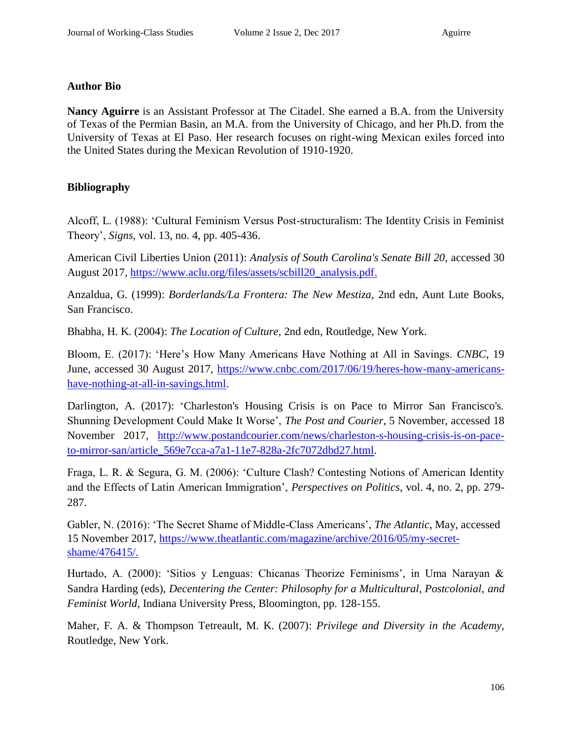## Author Bio

**Nancy Aguirre** is an Assistant Professor at The Citadel. She earned a B.A. from the University of Texas of the Permian Basin, an M.A. from the University of Chicago, and her Ph.D. from the University of Texas at El Paso. Her research focuses on right-wing Mexican exiles forced into the United States during the Mexican Revolution of 1910-1920.

## Bibliography

Alcoff, L. (1988): 'Cultural Feminism Versus Post-structuralism: The Identity Crisis in Feminist Theory', *Signs*, vol. 13, no. 4, pp. 405-436.

American Civil Liberties Union (2011): *Analysis of South Carolina's Senate Bill 20,* accessed 30 August 2017, https://www.aclu.org/files/assets/scbill20_analysis.pdf.

Anzaldua, G. (1999): *Borderlands/La Frontera: The New Mestiza,* 2nd edn, Aunt Lute Books, San Francisco.

Bhabha, H. K. (2004): *The Location of Culture,* 2nd edn, Routledge, New York.

Bloom, E. (2017): 'Here's How Many Americans Have Nothing at All in Savings. *CNBC*, 19 June, accessed 30 August 2017, https://www.cnbc.com/2017/06/19/heres-how-many-americans-have-nothing-at-all-in-savings.html.

Darlington, A. (2017): 'Charleston's Housing Crisis is on Pace to Mirror San Francisco's. Shunning Development Could Make It Worse', *The Post and Courier*, 5 November, accessed 18 November 2017, http://www.postandcourier.com/news/charleston-s-housing-crisis-is-on-pace-to-mirror-san/article_569e7cca-a7a1-11e7-828a-2fc7072dbd27.html.

Fraga, L. R. & Segura, G. M. (2006): 'Culture Clash? Contesting Notions of American Identity and the Effects of Latin American Immigration', *Perspectives on Politics,* vol. 4, no. 2, pp. 279-287.

Gabler, N. (2016): 'The Secret Shame of Middle-Class Americans', *The Atlantic*, May, accessed 15 November 2017, https://www.theatlantic.com/magazine/archive/2016/05/my-secret-shame/476415/.

Hurtado, A. (2000): 'Sitios y Lenguas: Chicanas Theorize Feminisms', in Uma Narayan & Sandra Harding (eds), *Decentering the Center: Philosophy for a Multicultural, Postcolonial, and Feminist World,* Indiana University Press, Bloomington, pp. 128-155.

Maher, F. A. & Thompson Tetreault, M. K. (2007): *Privilege and Diversity in the Academy,* Routledge, New York.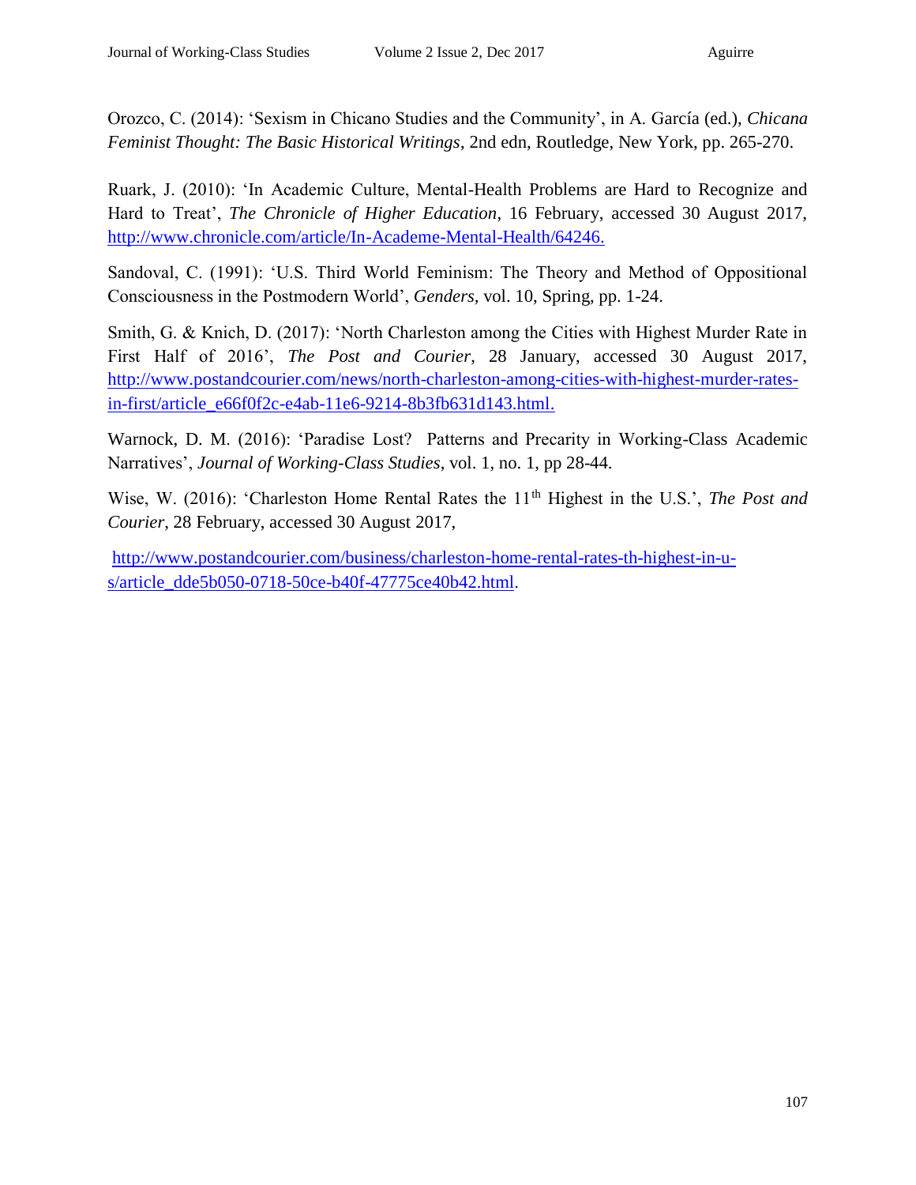Orozco, C. (2014): 'Sexism in Chicano Studies and the Community', in A. García (ed.), *Chicana Feminist Thought: The Basic Historical Writings*, 2nd edn, Routledge, New York, pp. 265-270.

Ruark, J. (2010): 'In Academic Culture, Mental-Health Problems are Hard to Recognize and Hard to Treat', *The Chronicle of Higher Education*, 16 February, accessed 30 August 2017, http://www.chronicle.com/article/In-Academe-Mental-Health/64246.

Sandoval, C. (1991): 'U.S. Third World Feminism: The Theory and Method of Oppositional Consciousness in the Postmodern World', *Genders,* vol. 10, Spring, pp. 1-24.

Smith, G. & Knich, D. (2017): 'North Charleston among the Cities with Highest Murder Rate in First Half of 2016', *The Post and Courier*, 28 January, accessed 30 August 2017, http://www.postandcourier.com/news/north-charleston-among-cities-with-highest-murder-rates-in-first/article_e66f0f2c-e4ab-11e6-9214-8b3fb631d143.html.

Warnock, D. M. (2016): 'Paradise Lost? Patterns and Precarity in Working-Class Academic Narratives', *Journal of Working-Class Studies*, vol. 1, no. 1, pp 28-44.

Wise, W. (2016): 'Charleston Home Rental Rates the 11th Highest in the U.S.', *The Post and Courier*, 28 February, accessed 30 August 2017,

http://www.postandcourier.com/business/charleston-home-rental-rates-th-highest-in-u-s/article_dde5b050-0718-50ce-b40f-47775ce40b42.html.